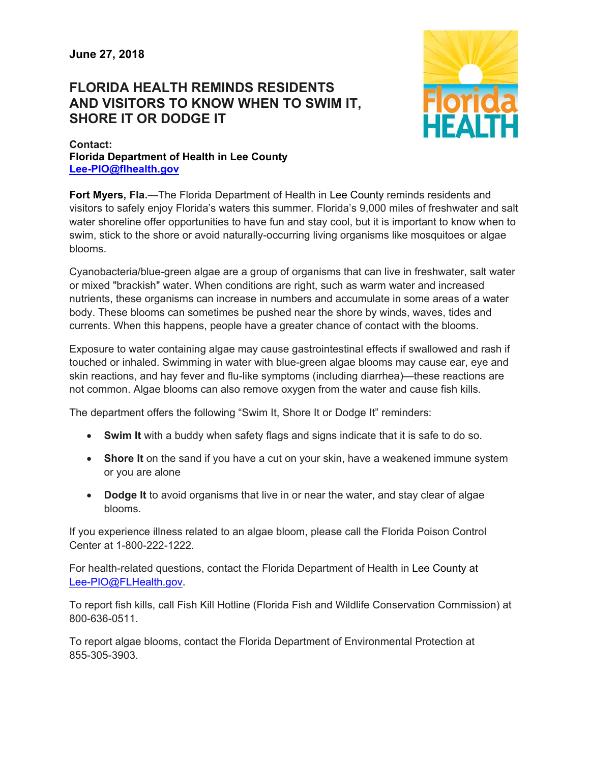**June 27, 2018**

# FLORIDA HEALTH REMINDS RESIDENTS AND VISITORS TO KNOW WHEN TO SWIM IT, SHORE IT OR DODGE IT

**Contact:**
**Florida Department of Health in Lee County**
**Lee-PIO@flhealth.gov**

**Fort Myers, Fla.**—The Florida Department of Health in Lee County reminds residents and visitors to safely enjoy Florida's waters this summer. Florida's 9,000 miles of freshwater and salt water shoreline offer opportunities to have fun and stay cool, but it is important to know when to swim, stick to the shore or avoid naturally-occurring living organisms like mosquitoes or algae blooms.

Cyanobacteria/blue-green algae are a group of organisms that can live in freshwater, salt water or mixed "brackish" water. When conditions are right, such as warm water and increased nutrients, these organisms can increase in numbers and accumulate in some areas of a water body. These blooms can sometimes be pushed near the shore by winds, waves, tides and currents. When this happens, people have a greater chance of contact with the blooms.

Exposure to water containing algae may cause gastrointestinal effects if swallowed and rash if touched or inhaled. Swimming in water with blue-green algae blooms may cause ear, eye and skin reactions, and hay fever and flu-like symptoms (including diarrhea)—these reactions are not common. Algae blooms can also remove oxygen from the water and cause fish kills.

The department offers the following "Swim It, Shore It or Dodge It" reminders:

- **Swim It** with a buddy when safety flags and signs indicate that it is safe to do so.
- **Shore It** on the sand if you have a cut on your skin, have a weakened immune system or you are alone
- **Dodge It** to avoid organisms that live in or near the water, and stay clear of algae blooms.

If you experience illness related to an algae bloom, please call the Florida Poison Control Center at 1-800-222-1222.

For health-related questions, contact the Florida Department of Health in Lee County at Lee-PIO@FLHealth.gov.

To report fish kills, call Fish Kill Hotline (Florida Fish and Wildlife Conservation Commission) at 800-636-0511.

To report algae blooms, contact the Florida Department of Environmental Protection at 855-305-3903.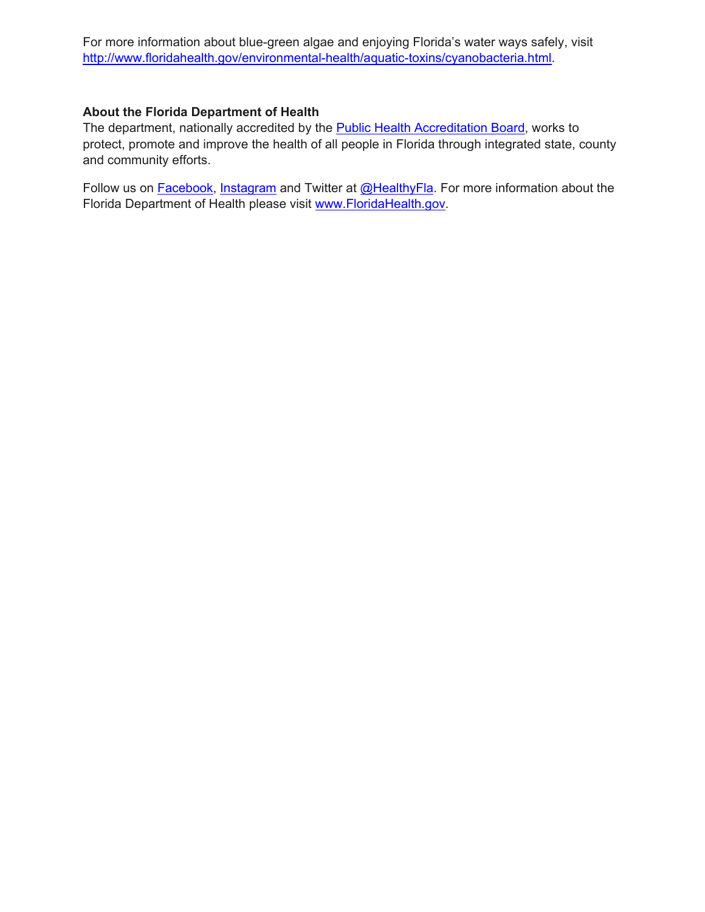For more information about blue-green algae and enjoying Florida's water ways safely, visit http://www.floridahealth.gov/environmental-health/aquatic-toxins/cyanobacteria.html.

**About the Florida Department of Health**

The department, nationally accredited by the Public Health Accreditation Board, works to protect, promote and improve the health of all people in Florida through integrated state, county and community efforts.

Follow us on Facebook, Instagram and Twitter at @HealthyFla. For more information about the Florida Department of Health please visit www.FloridaHealth.gov.